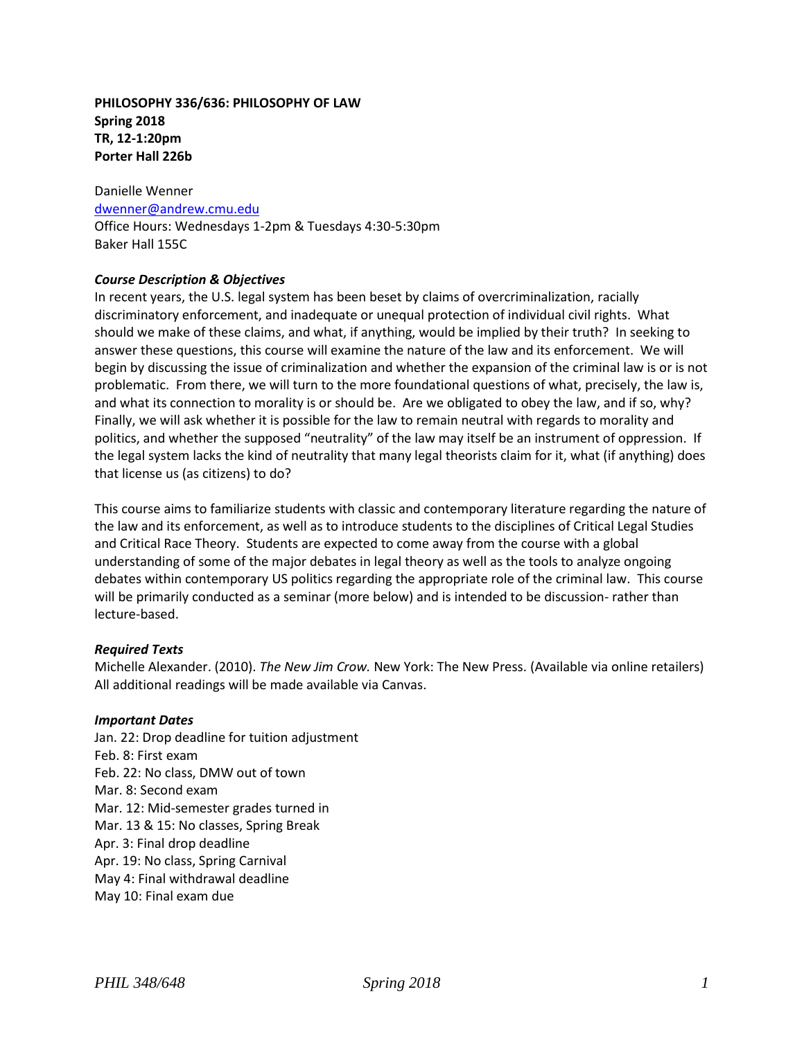**PHILOSOPHY 336/636: PHILOSOPHY OF LAW**
**Spring 2018**
**TR, 12-1:20pm**
**Porter Hall 226b**

Danielle Wenner
dwenner@andrew.cmu.edu
Office Hours: Wednesdays 1-2pm & Tuesdays 4:30-5:30pm
Baker Hall 155C

### *Course Description & Objectives*

In recent years, the U.S. legal system has been beset by claims of overcriminalization, racially discriminatory enforcement, and inadequate or unequal protection of individual civil rights. What should we make of these claims, and what, if anything, would be implied by their truth? In seeking to answer these questions, this course will examine the nature of the law and its enforcement. We will begin by discussing the issue of criminalization and whether the expansion of the criminal law is or is not problematic. From there, we will turn to the more foundational questions of what, precisely, the law is, and what its connection to morality is or should be. Are we obligated to obey the law, and if so, why? Finally, we will ask whether it is possible for the law to remain neutral with regards to morality and politics, and whether the supposed "neutrality" of the law may itself be an instrument of oppression. If the legal system lacks the kind of neutrality that many legal theorists claim for it, what (if anything) does that license us (as citizens) to do?

This course aims to familiarize students with classic and contemporary literature regarding the nature of the law and its enforcement, as well as to introduce students to the disciplines of Critical Legal Studies and Critical Race Theory. Students are expected to come away from the course with a global understanding of some of the major debates in legal theory as well as the tools to analyze ongoing debates within contemporary US politics regarding the appropriate role of the criminal law. This course will be primarily conducted as a seminar (more below) and is intended to be discussion- rather than lecture-based.

### *Required Texts*

Michelle Alexander. (2010). *The New Jim Crow.* New York: The New Press. (Available via online retailers)
All additional readings will be made available via Canvas.

### *Important Dates*

Jan. 22: Drop deadline for tuition adjustment
Feb. 8: First exam
Feb. 22: No class, DMW out of town
Mar. 8: Second exam
Mar. 12: Mid-semester grades turned in
Mar. 13 & 15: No classes, Spring Break
Apr. 3: Final drop deadline
Apr. 19: No class, Spring Carnival
May 4: Final withdrawal deadline
May 10: Final exam due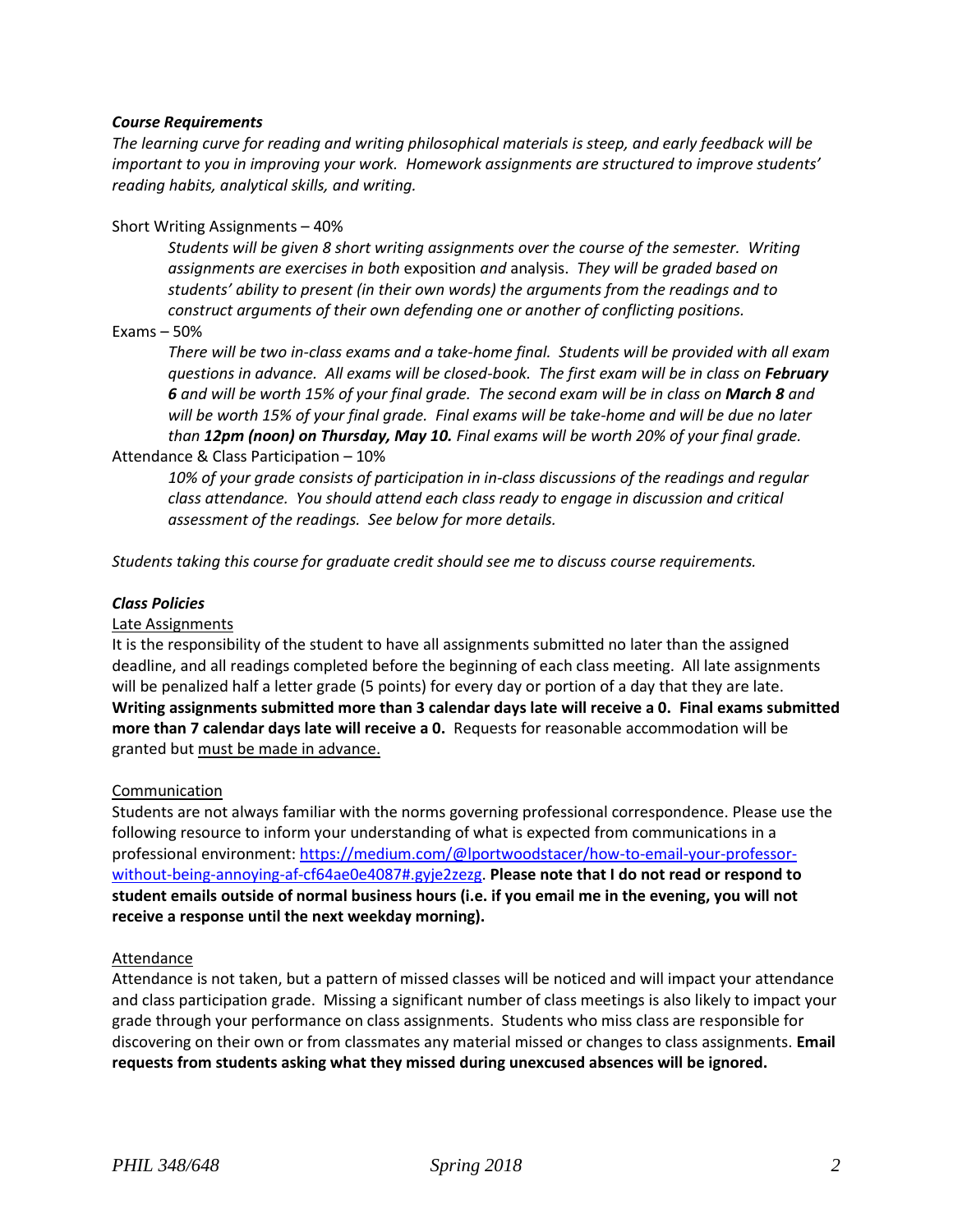### ***Course Requirements***

*The learning curve for reading and writing philosophical materials is steep, and early feedback will be important to you in improving your work. Homework assignments are structured to improve students' reading habits, analytical skills, and writing.*

Short Writing Assignments – 40%

> *Students will be given 8 short writing assignments over the course of the semester. Writing assignments are exercises in both* exposition *and* analysis. *They will be graded based on students' ability to present (in their own words) the arguments from the readings and to construct arguments of their own defending one or another of conflicting positions.*

Exams – 50%

> *There will be two in-class exams and a take-home final. Students will be provided with all exam questions in advance. All exams will be closed-book. The first exam will be in class on **February 6** and will be worth 15% of your final grade. The second exam will be in class on **March 8** and will be worth 15% of your final grade. Final exams will be take-home and will be due no later than **12pm (noon) on Thursday, May 10.** Final exams will be worth 20% of your final grade.*

Attendance & Class Participation – 10%

> *10% of your grade consists of participation in in-class discussions of the readings and regular class attendance. You should attend each class ready to engage in discussion and critical assessment of the readings. See below for more details.*

*Students taking this course for graduate credit should see me to discuss course requirements.*

### ***Class Policies***

<u>Late Assignments</u>

It is the responsibility of the student to have all assignments submitted no later than the assigned deadline, and all readings completed before the beginning of each class meeting. All late assignments will be penalized half a letter grade (5 points) for every day or portion of a day that they are late. **Writing assignments submitted more than 3 calendar days late will receive a 0. Final exams submitted more than 7 calendar days late will receive a 0.** Requests for reasonable accommodation will be granted but <u>must be made in advance.</u>

<u>Communication</u>

Students are not always familiar with the norms governing professional correspondence. Please use the following resource to inform your understanding of what is expected from communications in a professional environment: https://medium.com/@lportwoodstacer/how-to-email-your-professor-without-being-annoying-af-cf64ae0e4087#.gyje2zezg. **Please note that I do not read or respond to student emails outside of normal business hours (i.e. if you email me in the evening, you will not receive a response until the next weekday morning).**

<u>Attendance</u>

Attendance is not taken, but a pattern of missed classes will be noticed and will impact your attendance and class participation grade. Missing a significant number of class meetings is also likely to impact your grade through your performance on class assignments. Students who miss class are responsible for discovering on their own or from classmates any material missed or changes to class assignments. **Email requests from students asking what they missed during unexcused absences will be ignored.**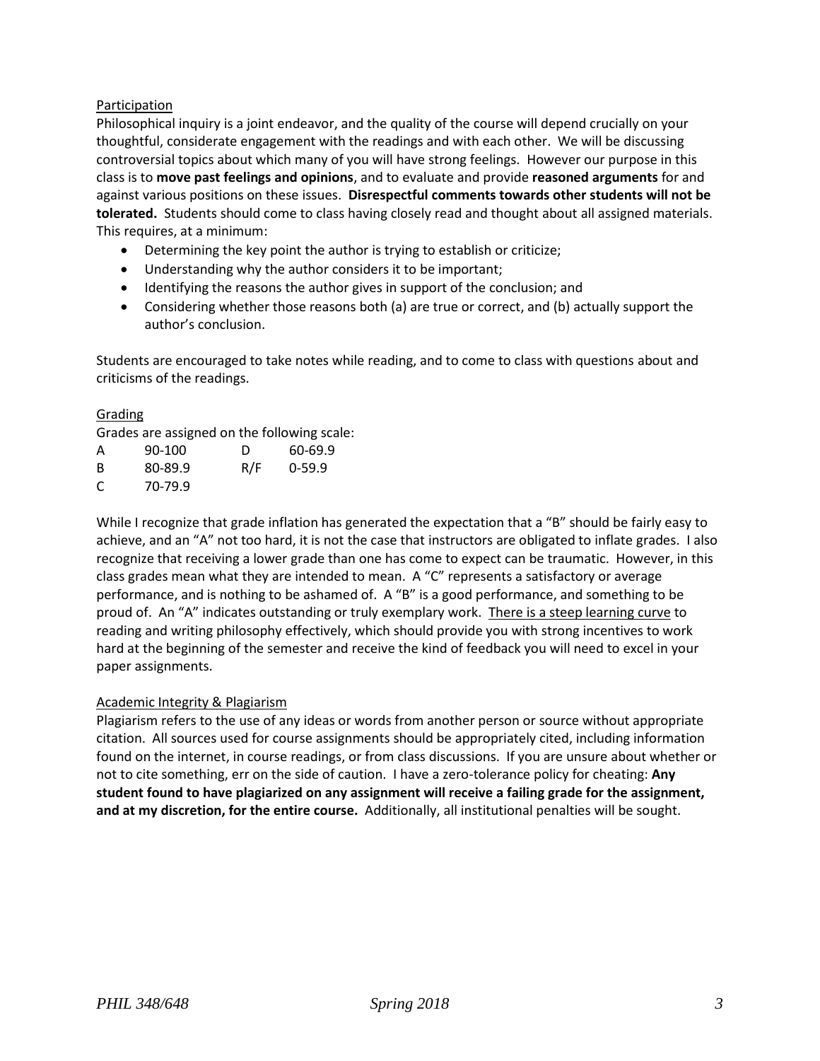## Participation

Philosophical inquiry is a joint endeavor, and the quality of the course will depend crucially on your thoughtful, considerate engagement with the readings and with each other. We will be discussing controversial topics about which many of you will have strong feelings. However our purpose in this class is to **move past feelings and opinions**, and to evaluate and provide **reasoned arguments** for and against various positions on these issues. **Disrespectful comments towards other students will not be tolerated.** Students should come to class having closely read and thought about all assigned materials. This requires, at a minimum:

- Determining the key point the author is trying to establish or criticize;
- Understanding why the author considers it to be important;
- Identifying the reasons the author gives in support of the conclusion; and
- Considering whether those reasons both (a) are true or correct, and (b) actually support the author's conclusion.

Students are encouraged to take notes while reading, and to come to class with questions about and criticisms of the readings.

## Grading

Grades are assigned on the following scale:

| Grade | Range | Grade | Range |
|---|---|---|---|
| A | 90-100 | D | 60-69.9 |
| B | 80-89.9 | R/F | 0-59.9 |
| C | 70-79.9 | | |

While I recognize that grade inflation has generated the expectation that a "B" should be fairly easy to achieve, and an "A" not too hard, it is not the case that instructors are obligated to inflate grades. I also recognize that receiving a lower grade than one has come to expect can be traumatic. However, in this class grades mean what they are intended to mean. A "C" represents a satisfactory or average performance, and is nothing to be ashamed of. A "B" is a good performance, and something to be proud of. An "A" indicates outstanding or truly exemplary work. <u>There is a steep learning curve</u> to reading and writing philosophy effectively, which should provide you with strong incentives to work hard at the beginning of the semester and receive the kind of feedback you will need to excel in your paper assignments.

## Academic Integrity & Plagiarism

Plagiarism refers to the use of any ideas or words from another person or source without appropriate citation. All sources used for course assignments should be appropriately cited, including information found on the internet, in course readings, or from class discussions. If you are unsure about whether or not to cite something, err on the side of caution. I have a zero-tolerance policy for cheating: **Any student found to have plagiarized on any assignment will receive a failing grade for the assignment, and at my discretion, for the entire course.** Additionally, all institutional penalties will be sought.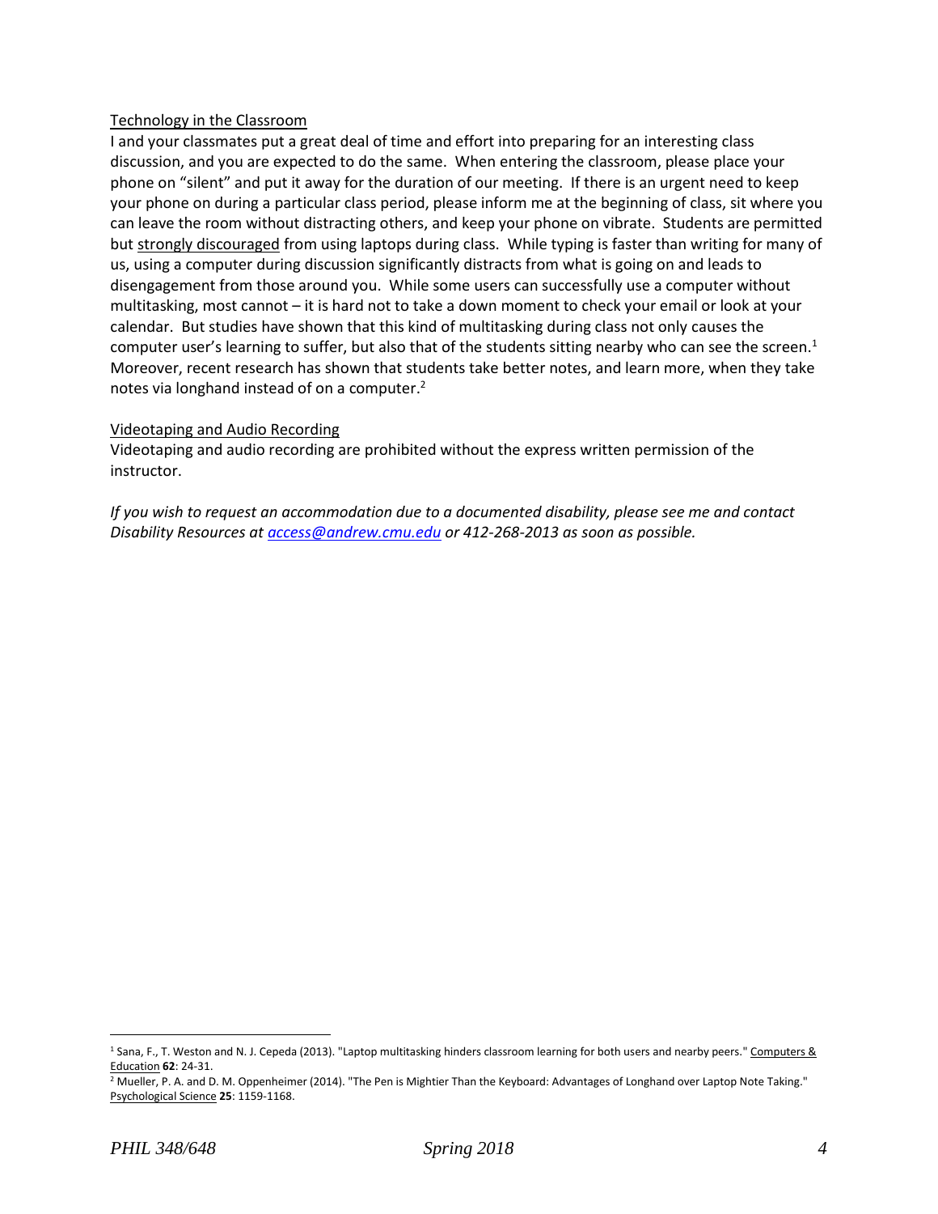Technology in the Classroom

I and your classmates put a great deal of time and effort into preparing for an interesting class discussion, and you are expected to do the same. When entering the classroom, please place your phone on "silent" and put it away for the duration of our meeting. If there is an urgent need to keep your phone on during a particular class period, please inform me at the beginning of class, sit where you can leave the room without distracting others, and keep your phone on vibrate. Students are permitted but strongly discouraged from using laptops during class. While typing is faster than writing for many of us, using a computer during discussion significantly distracts from what is going on and leads to disengagement from those around you. While some users can successfully use a computer without multitasking, most cannot – it is hard not to take a down moment to check your email or look at your calendar. But studies have shown that this kind of multitasking during class not only causes the computer user's learning to suffer, but also that of the students sitting nearby who can see the screen.[1] Moreover, recent research has shown that students take better notes, and learn more, when they take notes via longhand instead of on a computer.[2]

Videotaping and Audio Recording

Videotaping and audio recording are prohibited without the express written permission of the instructor.

*If you wish to request an accommodation due to a documented disability, please see me and contact Disability Resources at access@andrew.cmu.edu or 412-268-2013 as soon as possible.*

---

[1] Sana, F., T. Weston and N. J. Cepeda (2013). "Laptop multitasking hinders classroom learning for both users and nearby peers." Computers & Education **62**: 24-31.

[2] Mueller, P. A. and D. M. Oppenheimer (2014). "The Pen is Mightier Than the Keyboard: Advantages of Longhand over Laptop Note Taking." Psychological Science **25**: 1159-1168.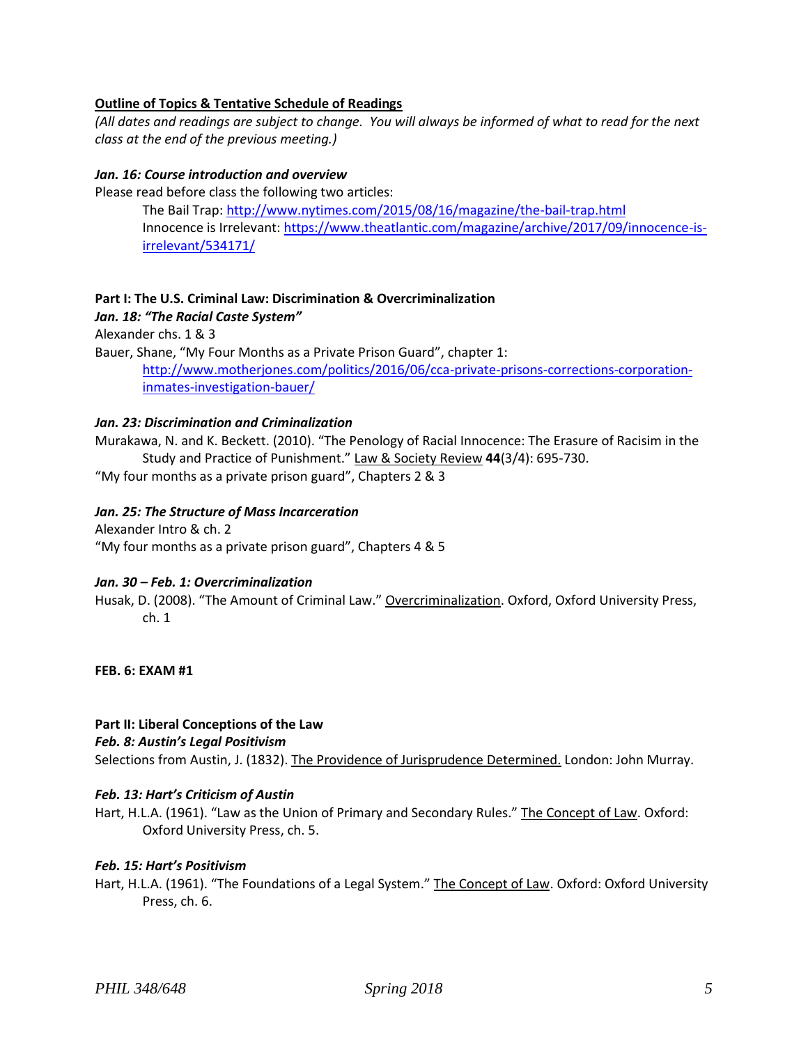**<u>Outline of Topics & Tentative Schedule of Readings</u>**

*(All dates and readings are subject to change. You will always be informed of what to read for the next class at the end of the previous meeting.)*

***Jan. 16: Course introduction and overview***

Please read before class the following two articles:

> The Bail Trap: http://www.nytimes.com/2015/08/16/magazine/the-bail-trap.html
> Innocence is Irrelevant: https://www.theatlantic.com/magazine/archive/2017/09/innocence-is-irrelevant/534171/

**Part I: The U.S. Criminal Law: Discrimination & Overcriminalization**

***Jan. 18: "The Racial Caste System"***

Alexander chs. 1 & 3

Bauer, Shane, "My Four Months as a Private Prison Guard", chapter 1:

> http://www.motherjones.com/politics/2016/06/cca-private-prisons-corrections-corporation-inmates-investigation-bauer/

***Jan. 23: Discrimination and Criminalization***

Murakawa, N. and K. Beckett. (2010). "The Penology of Racial Innocence: The Erasure of Racisim in the Study and Practice of Punishment." <u>Law & Society Review</u> **44**(3/4): 695-730.

"My four months as a private prison guard", Chapters 2 & 3

***Jan. 25: The Structure of Mass Incarceration***

Alexander Intro & ch. 2

"My four months as a private prison guard", Chapters 4 & 5

***Jan. 30 – Feb. 1: Overcriminalization***

Husak, D. (2008). "The Amount of Criminal Law." <u>Overcriminalization</u>. Oxford, Oxford University Press, ch. 1

**FEB. 6: EXAM #1**

**Part II: Liberal Conceptions of the Law**

***Feb. 8: Austin's Legal Positivism***

Selections from Austin, J. (1832). <u>The Providence of Jurisprudence Determined.</u> London: John Murray.

***Feb. 13: Hart's Criticism of Austin***

Hart, H.L.A. (1961). "Law as the Union of Primary and Secondary Rules." <u>The Concept of Law</u>. Oxford: Oxford University Press, ch. 5.

***Feb. 15: Hart's Positivism***

Hart, H.L.A. (1961). "The Foundations of a Legal System." <u>The Concept of Law</u>. Oxford: Oxford University Press, ch. 6.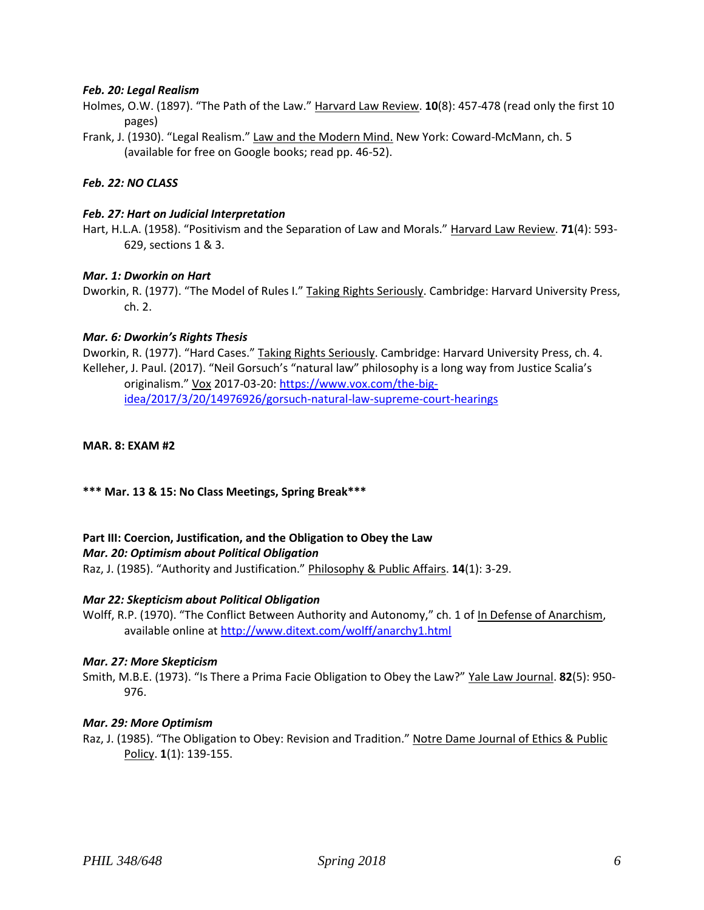***Feb. 20: Legal Realism***

Holmes, O.W. (1897). "The Path of the Law." Harvard Law Review. **10**(8): 457-478 (read only the first 10 pages)

Frank, J. (1930). "Legal Realism." Law and the Modern Mind. New York: Coward-McMann, ch. 5 (available for free on Google books; read pp. 46-52).

***Feb. 22: NO CLASS***

***Feb. 27: Hart on Judicial Interpretation***

Hart, H.L.A. (1958). "Positivism and the Separation of Law and Morals." Harvard Law Review. **71**(4): 593-629, sections 1 & 3.

***Mar. 1: Dworkin on Hart***

Dworkin, R. (1977). "The Model of Rules I." Taking Rights Seriously. Cambridge: Harvard University Press, ch. 2.

***Mar. 6: Dworkin's Rights Thesis***

Dworkin, R. (1977). "Hard Cases." Taking Rights Seriously. Cambridge: Harvard University Press, ch. 4.

Kelleher, J. Paul. (2017). "Neil Gorsuch's "natural law" philosophy is a long way from Justice Scalia's originalism." Vox 2017-03-20: https://www.vox.com/the-big-idea/2017/3/20/14976926/gorsuch-natural-law-supreme-court-hearings

**MAR. 8: EXAM #2**

**\*\*\* Mar. 13 & 15: No Class Meetings, Spring Break\*\*\***

**Part III: Coercion, Justification, and the Obligation to Obey the Law**

***Mar. 20: Optimism about Political Obligation***

Raz, J. (1985). "Authority and Justification." Philosophy & Public Affairs. **14**(1): 3-29.

***Mar 22: Skepticism about Political Obligation***

Wolff, R.P. (1970). "The Conflict Between Authority and Autonomy," ch. 1 of In Defense of Anarchism, available online at http://www.ditext.com/wolff/anarchy1.html

***Mar. 27: More Skepticism***

Smith, M.B.E. (1973). "Is There a Prima Facie Obligation to Obey the Law?" Yale Law Journal. **82**(5): 950-976.

***Mar. 29: More Optimism***

Raz, J. (1985). "The Obligation to Obey: Revision and Tradition." Notre Dame Journal of Ethics & Public Policy. **1**(1): 139-155.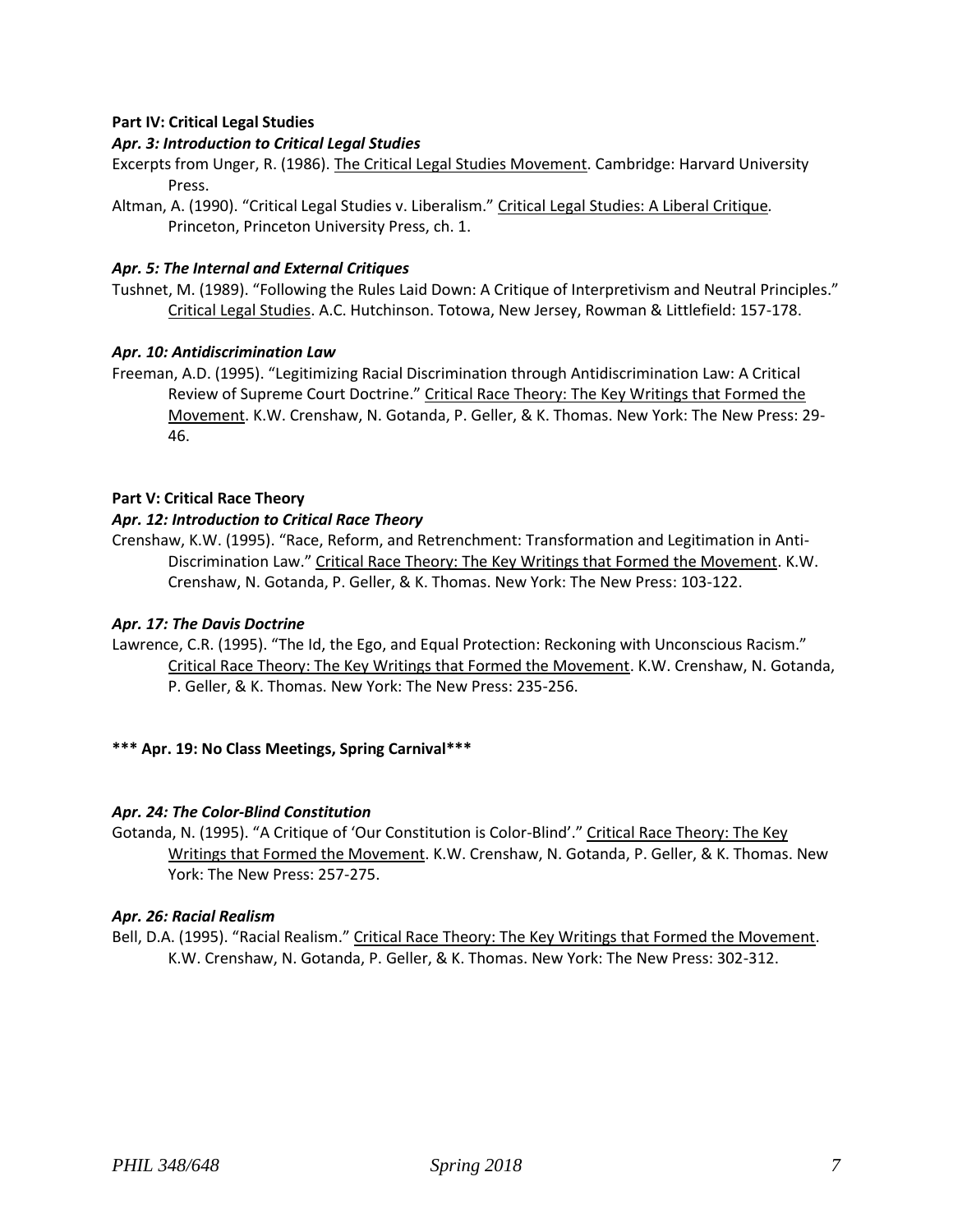**Part IV: Critical Legal Studies**

***Apr. 3: Introduction to Critical Legal Studies***

Excerpts from Unger, R. (1986). The Critical Legal Studies Movement. Cambridge: Harvard University Press.

Altman, A. (1990). "Critical Legal Studies v. Liberalism." Critical Legal Studies: A Liberal Critique. Princeton, Princeton University Press, ch. 1.

***Apr. 5: The Internal and External Critiques***

Tushnet, M. (1989). "Following the Rules Laid Down: A Critique of Interpretivism and Neutral Principles." Critical Legal Studies. A.C. Hutchinson. Totowa, New Jersey, Rowman & Littlefield: 157-178.

***Apr. 10: Antidiscrimination Law***

Freeman, A.D. (1995). "Legitimizing Racial Discrimination through Antidiscrimination Law: A Critical Review of Supreme Court Doctrine." Critical Race Theory: The Key Writings that Formed the Movement. K.W. Crenshaw, N. Gotanda, P. Geller, & K. Thomas. New York: The New Press: 29-46.

**Part V: Critical Race Theory**

***Apr. 12: Introduction to Critical Race Theory***

Crenshaw, K.W. (1995). "Race, Reform, and Retrenchment: Transformation and Legitimation in Anti-Discrimination Law." Critical Race Theory: The Key Writings that Formed the Movement. K.W. Crenshaw, N. Gotanda, P. Geller, & K. Thomas. New York: The New Press: 103-122.

***Apr. 17: The Davis Doctrine***

Lawrence, C.R. (1995). "The Id, the Ego, and Equal Protection: Reckoning with Unconscious Racism." Critical Race Theory: The Key Writings that Formed the Movement. K.W. Crenshaw, N. Gotanda, P. Geller, & K. Thomas. New York: The New Press: 235-256.

**\*\*\* Apr. 19: No Class Meetings, Spring Carnival\*\*\***

***Apr. 24: The Color-Blind Constitution***

Gotanda, N. (1995). "A Critique of 'Our Constitution is Color-Blind'." Critical Race Theory: The Key Writings that Formed the Movement. K.W. Crenshaw, N. Gotanda, P. Geller, & K. Thomas. New York: The New Press: 257-275.

***Apr. 26: Racial Realism***

Bell, D.A. (1995). "Racial Realism." Critical Race Theory: The Key Writings that Formed the Movement. K.W. Crenshaw, N. Gotanda, P. Geller, & K. Thomas. New York: The New Press: 302-312.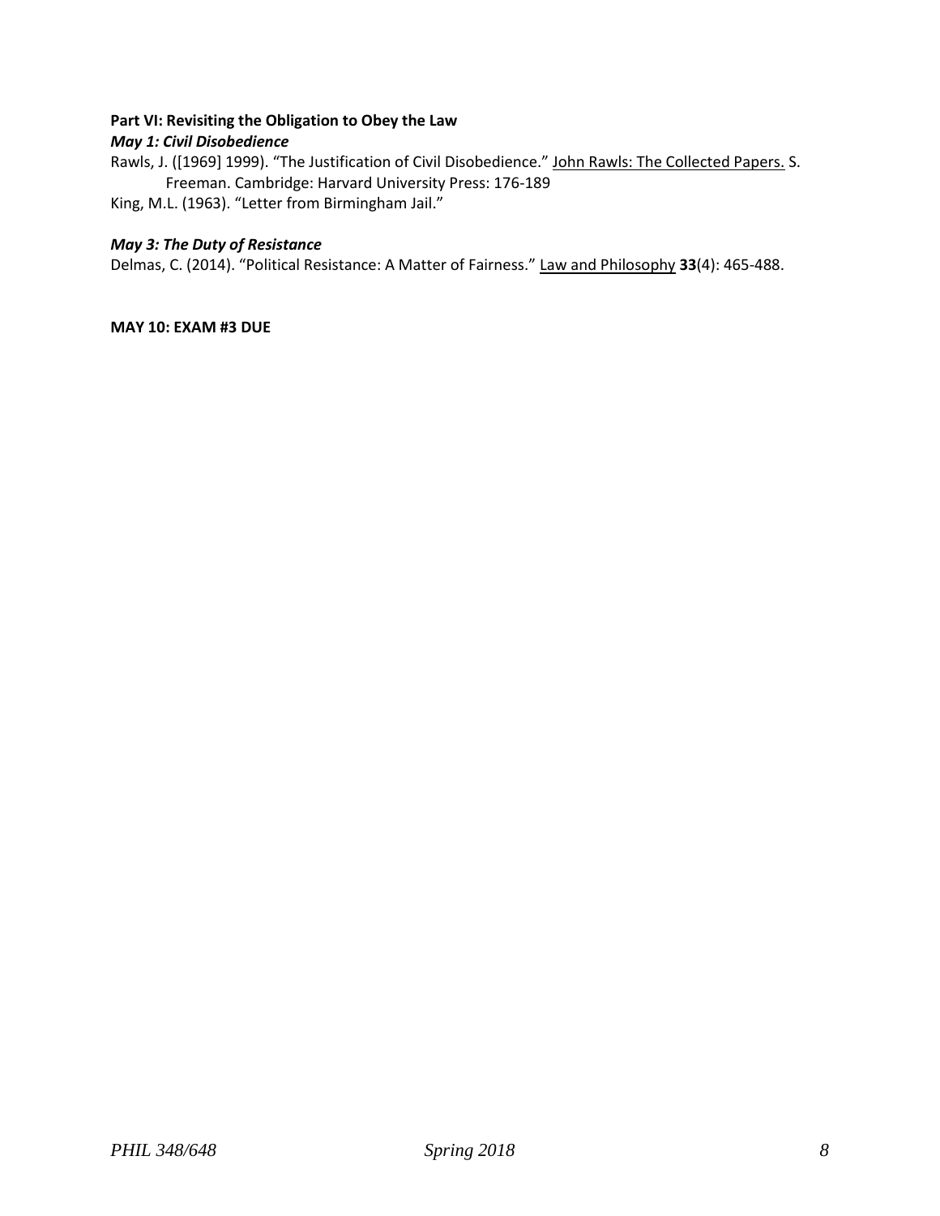**Part VI: Revisiting the Obligation to Obey the Law**

***May 1: Civil Disobedience***

Rawls, J. ([1969] 1999). "The Justification of Civil Disobedience." John Rawls: The Collected Papers. S. Freeman. Cambridge: Harvard University Press: 176-189

King, M.L. (1963). "Letter from Birmingham Jail."

***May 3: The Duty of Resistance***

Delmas, C. (2014). "Political Resistance: A Matter of Fairness." Law and Philosophy **33**(4): 465-488.

**MAY 10: EXAM #3 DUE**